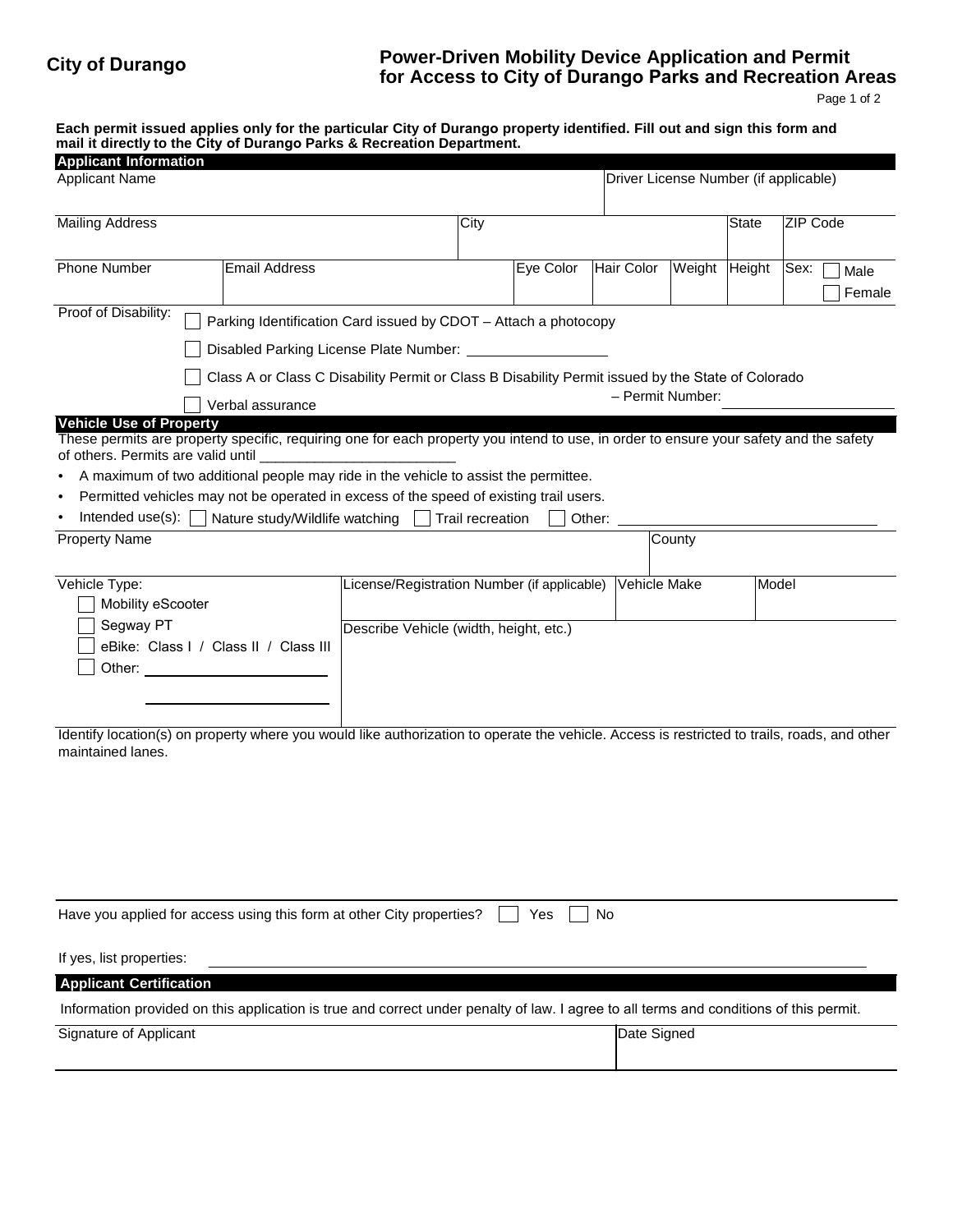**City of Durango**

# Power-Driven Mobility Device Application and Permit for Access to City of Durango Parks and Recreation Areas

**Each permit issued applies only for the particular City of Durango property identified. Fill out and sign this form and mail it directly to the City of Durango Parks & Recreation Department.**

## Applicant Information

| Applicant Name | | | | | | Driver License Number (if applicable) | | |
|---|---|---|---|---|---|---|---|---|
| | | | | | | | | |
| Mailing Address | | City | | | | | State | ZIP Code |
| | | | | | | | | |
| Phone Number | Email Address | | Eye Color | Hair Color | Weight | Height | | Sex: ☐ Male ☐ Female |
| | | | | | | | | |

Proof of Disability:

- ☐ Parking Identification Card issued by CDOT – Attach a photocopy
- ☐ Disabled Parking License Plate Number: ____________
- ☐ Class A or Class C Disability Permit or Class B Disability Permit issued by the State of Colorado – Permit Number: ____________
- ☐ Verbal assurance

## Vehicle Use of Property

These permits are property specific, requiring one for each property you intend to use, in order to ensure your safety and the safety of others. Permits are valid until ____________________

- A maximum of two additional people may ride in the vehicle to assist the permittee.
- Permitted vehicles may not be operated in excess of the speed of existing trail users.
- Intended use(s): ☐ Nature study/Wildlife watching ☐ Trail recreation ☐ Other: ____________________

| Property Name | | County | |
|---|---|---|---|
| | | | |
| Vehicle Type: ☐ Mobility eScooter ☐ Segway PT ☐ eBike: Class I / Class II / Class III ☐ Other: ____________ | License/Registration Number (if applicable) | Vehicle Make | Model |
| | Describe Vehicle (width, height, etc.) | | |

Identify location(s) on property where you would like authorization to operate the vehicle. Access is restricted to trails, roads, and other maintained lanes.

Have you applied for access using this form at other City properties? ☐ Yes ☐ No

If yes, list properties: ____________________

## Applicant Certification

Information provided on this application is true and correct under penalty of law. I agree to all terms and conditions of this permit.

| Signature of Applicant | Date Signed |
|---|---|
| | |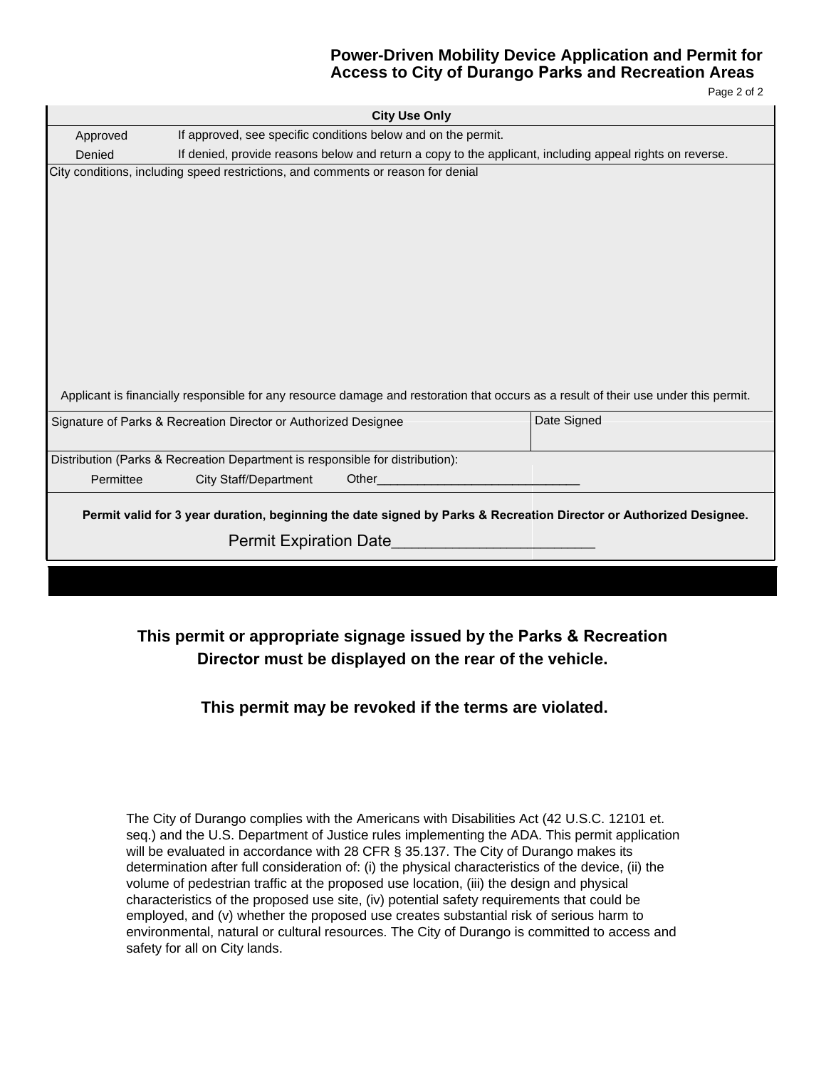**Power-Driven Mobility Device Application and Permit for Access to City of Durango Parks and Recreation Areas**

| City Use Only | |
|---|---|
| Approved | If approved, see specific conditions below and on the permit. |
| Denied | If denied, provide reasons below and return a copy to the applicant, including appeal rights on reverse. |

City conditions, including speed restrictions, and comments or reason for denial

Applicant is financially responsible for any resource damage and restoration that occurs as a result of their use under this permit.

| Signature of Parks & Recreation Director or Authorized Designee | Date Signed |
|---|---|
| | |

Distribution (Parks & Recreation Department is responsible for distribution):

Permittee　　City Staff/Department　　Other_____________________________

**Permit valid for 3 year duration, beginning the date signed by Parks & Recreation Director or Authorized Designee.**

Permit Expiration Date_______________________

**This permit or appropriate signage issued by the Parks & Recreation Director must be displayed on the rear of the vehicle.**

**This permit may be revoked if the terms are violated.**

The City of Durango complies with the Americans with Disabilities Act (42 U.S.C. 12101 et. seq.) and the U.S. Department of Justice rules implementing the ADA. This permit application will be evaluated in accordance with 28 CFR § 35.137. The City of Durango makes its determination after full consideration of: (i) the physical characteristics of the device, (ii) the volume of pedestrian traffic at the proposed use location, (iii) the design and physical characteristics of the proposed use site, (iv) potential safety requirements that could be employed, and (v) whether the proposed use creates substantial risk of serious harm to environmental, natural or cultural resources. The City of Durango is committed to access and safety for all on City lands.